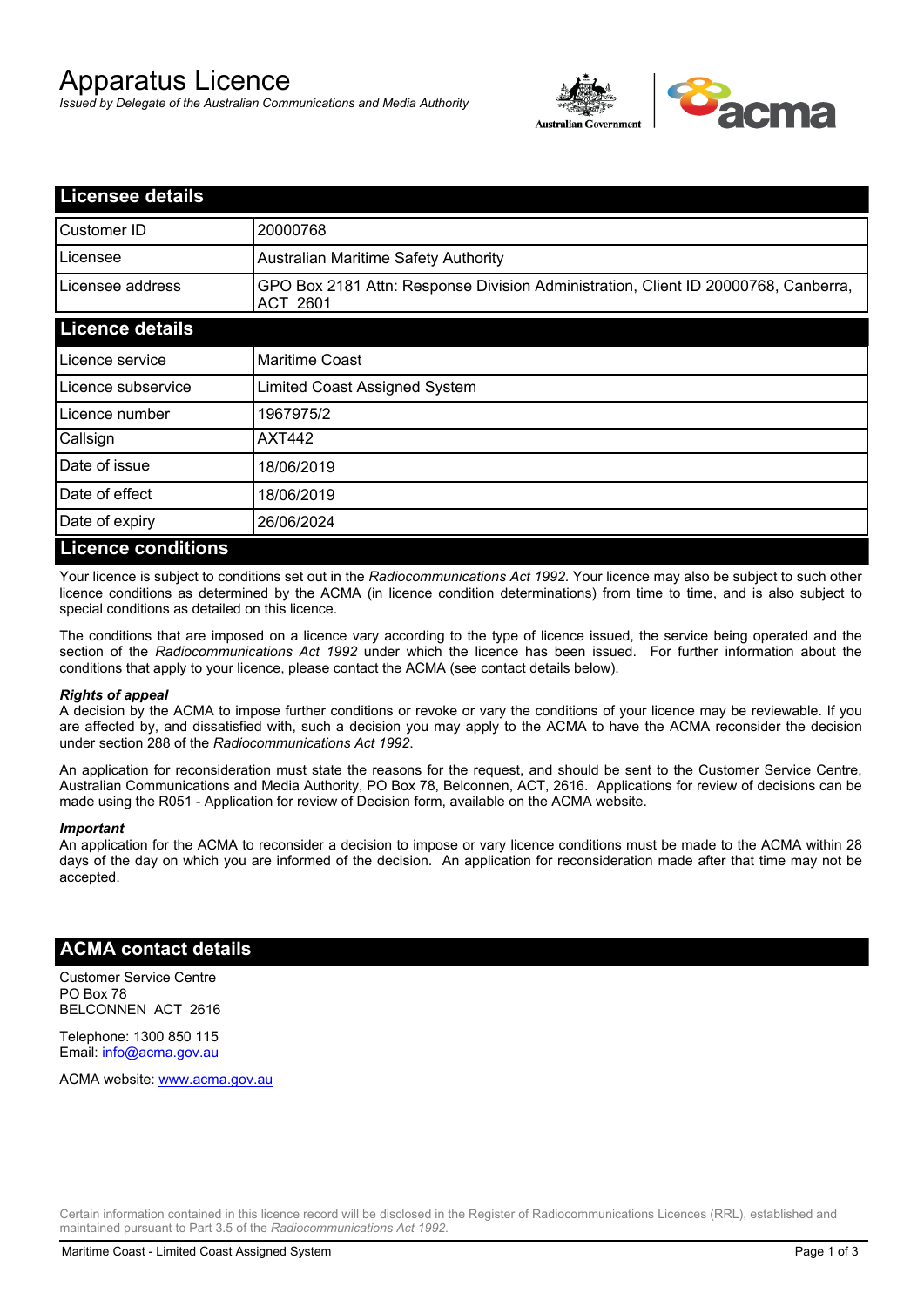# Apparatus Licence

*Issued by Delegate of the Australian Communications and Media Authority*

## Licensee details

| | |
|---|---|
| Customer ID | 20000768 |
| Licensee | Australian Maritime Safety Authority |
| Licensee address | GPO Box 2181 Attn: Response Division Administration, Client ID 20000768, Canberra, ACT 2601 |

## Licence details

| | |
|---|---|
| Licence service | Maritime Coast |
| Licence subservice | Limited Coast Assigned System |
| Licence number | 1967975/2 |
| Callsign | AXT442 |
| Date of issue | 18/06/2019 |
| Date of effect | 18/06/2019 |
| Date of expiry | 26/06/2024 |

## Licence conditions

Your licence is subject to conditions set out in the *Radiocommunications Act 1992*. Your licence may also be subject to such other licence conditions as determined by the ACMA (in licence condition determinations) from time to time, and is also subject to special conditions as detailed on this licence.

The conditions that are imposed on a licence vary according to the type of licence issued, the service being operated and the section of the *Radiocommunications Act 1992* under which the licence has been issued. For further information about the conditions that apply to your licence, please contact the ACMA (see contact details below).

***Rights of appeal***

A decision by the ACMA to impose further conditions or revoke or vary the conditions of your licence may be reviewable. If you are affected by, and dissatisfied with, such a decision you may apply to the ACMA to have the ACMA reconsider the decision under section 288 of the *Radiocommunications Act 1992*.

An application for reconsideration must state the reasons for the request, and should be sent to the Customer Service Centre, Australian Communications and Media Authority, PO Box 78, Belconnen, ACT, 2616. Applications for review of decisions can be made using the R051 - Application for review of Decision form, available on the ACMA website.

***Important***

An application for the ACMA to reconsider a decision to impose or vary licence conditions must be made to the ACMA within 28 days of the day on which you are informed of the decision. An application for reconsideration made after that time may not be accepted.

## ACMA contact details

Customer Service Centre
PO Box 78
BELCONNEN ACT 2616

Telephone: 1300 850 115
Email: info@acma.gov.au

ACMA website: www.acma.gov.au

Certain information contained in this licence record will be disclosed in the Register of Radiocommunications Licences (RRL), established and maintained pursuant to Part 3.5 of the *Radiocommunications Act 1992.*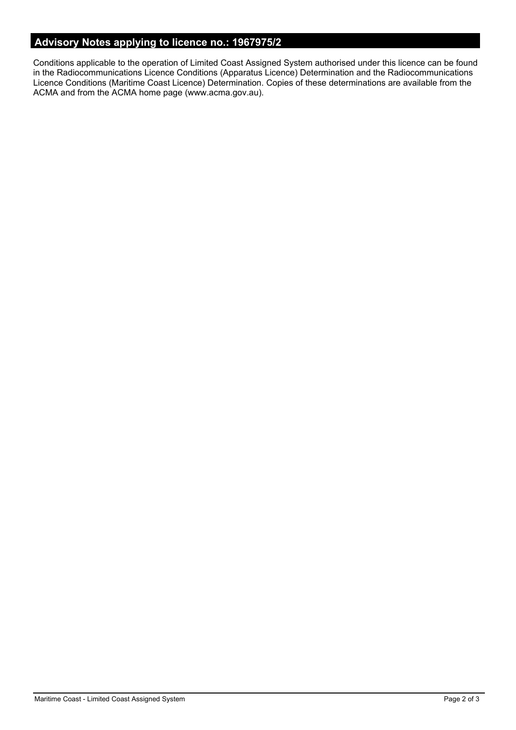## Advisory Notes applying to licence no.: 1967975/2

Conditions applicable to the operation of Limited Coast Assigned System authorised under this licence can be found in the Radiocommunications Licence Conditions (Apparatus Licence) Determination and the Radiocommunications Licence Conditions (Maritime Coast Licence) Determination. Copies of these determinations are available from the ACMA and from the ACMA home page (www.acma.gov.au).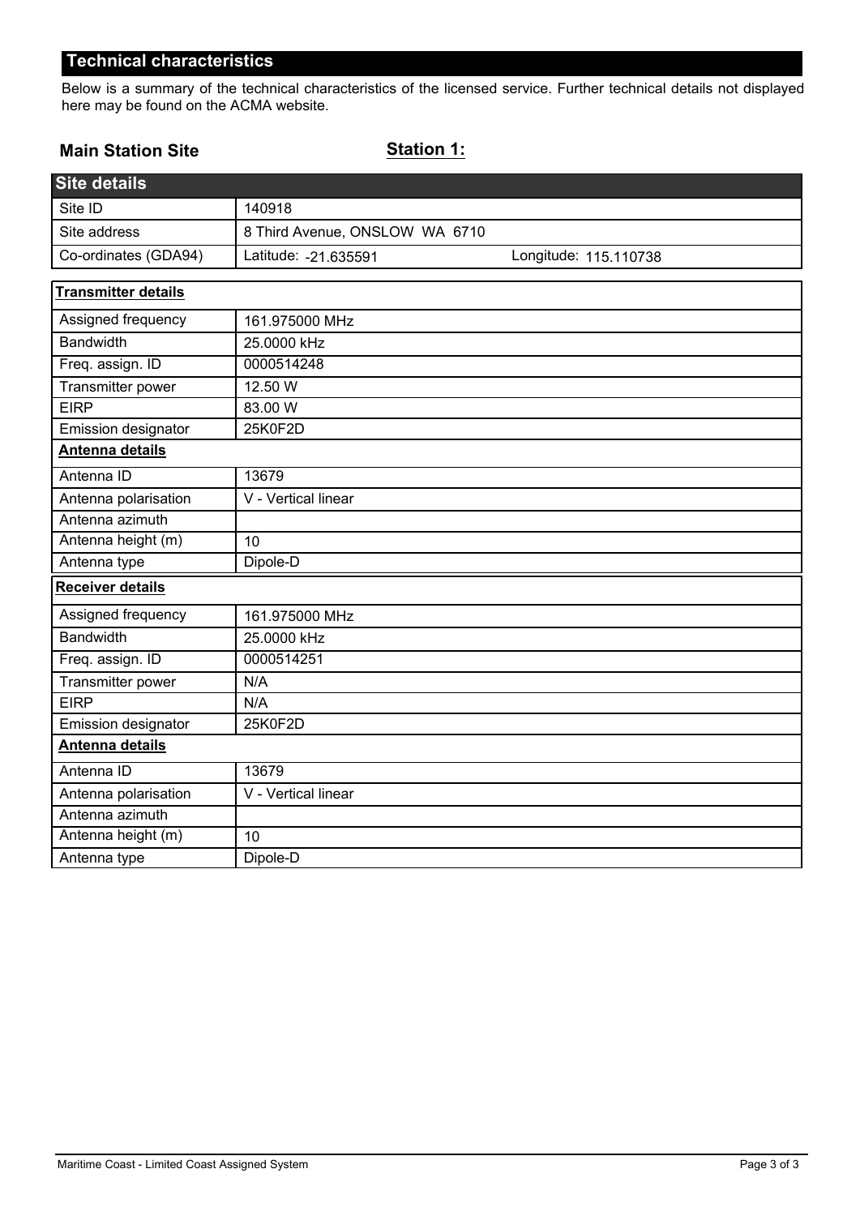## Technical characteristics

Below is a summary of the technical characteristics of the licensed service. Further technical details not displayed here may be found on the ACMA website.

**Main Station Site** **Station 1:**

| Site details | | |
|---|---|---|
| Site ID | 140918 | |
| Site address | 8 Third Avenue, ONSLOW WA 6710 | |
| Co-ordinates (GDA94) | Latitude: -21.635591 | Longitude: 115.110738 |

| Transmitter details | |
|---|---|
| Assigned frequency | 161.975000 MHz |
| Bandwidth | 25.0000 kHz |
| Freq. assign. ID | 0000514248 |
| Transmitter power | 12.50 W |
| EIRP | 83.00 W |
| Emission designator | 25K0F2D |
| **Antenna details** | |
| Antenna ID | 13679 |
| Antenna polarisation | V - Vertical linear |
| Antenna azimuth | |
| Antenna height (m) | 10 |
| Antenna type | Dipole-D |

| Receiver details | |
|---|---|
| Assigned frequency | 161.975000 MHz |
| Bandwidth | 25.0000 kHz |
| Freq. assign. ID | 0000514251 |
| Transmitter power | N/A |
| EIRP | N/A |
| Emission designator | 25K0F2D |
| **Antenna details** | |
| Antenna ID | 13679 |
| Antenna polarisation | V - Vertical linear |
| Antenna azimuth | |
| Antenna height (m) | 10 |
| Antenna type | Dipole-D |